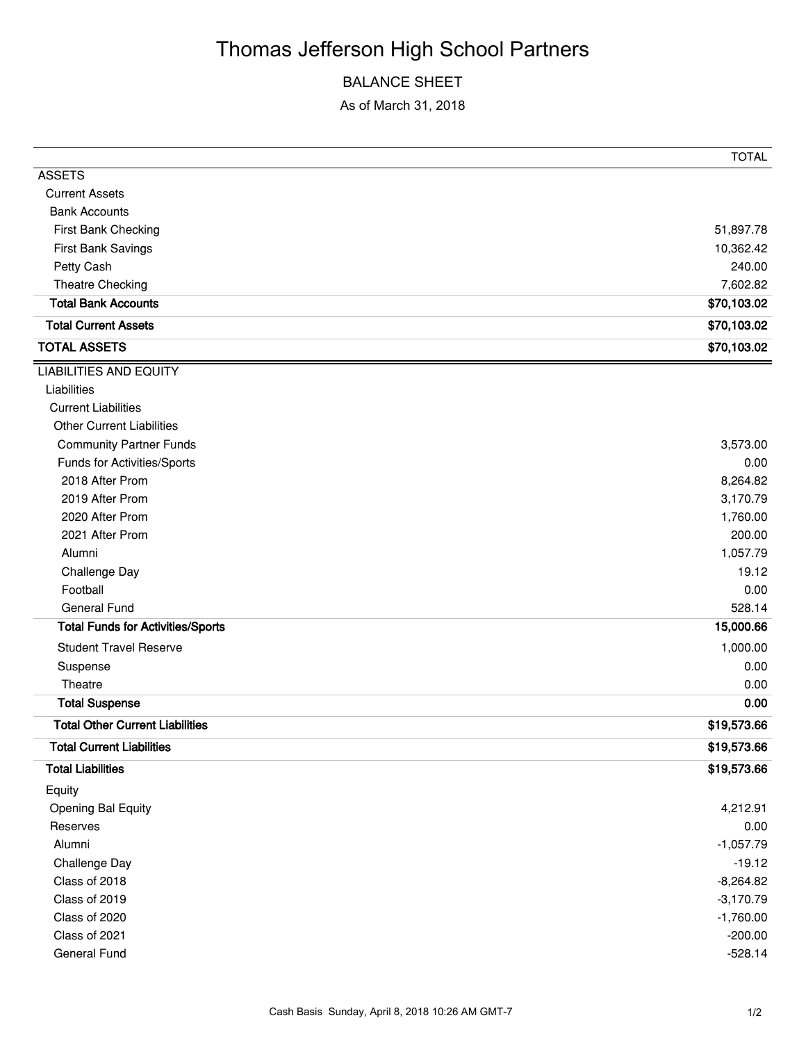# Thomas Jefferson High School Partners

## BALANCE SHEET

As of March 31, 2018

| | TOTAL |
|---|---|
| ASSETS | |
| Current Assets | |
| Bank Accounts | |
| First Bank Checking | 51,897.78 |
| First Bank Savings | 10,362.42 |
| Petty Cash | 240.00 |
| Theatre Checking | 7,602.82 |
| **Total Bank Accounts** | **$70,103.02** |
| **Total Current Assets** | **$70,103.02** |
| **TOTAL ASSETS** | **$70,103.02** |
| LIABILITIES AND EQUITY | |
| Liabilities | |
| Current Liabilities | |
| Other Current Liabilities | |
| Community Partner Funds | 3,573.00 |
| Funds for Activities/Sports | 0.00 |
| 2018 After Prom | 8,264.82 |
| 2019 After Prom | 3,170.79 |
| 2020 After Prom | 1,760.00 |
| 2021 After Prom | 200.00 |
| Alumni | 1,057.79 |
| Challenge Day | 19.12 |
| Football | 0.00 |
| General Fund | 528.14 |
| **Total Funds for Activities/Sports** | **15,000.66** |
| Student Travel Reserve | 1,000.00 |
| Suspense | 0.00 |
| Theatre | 0.00 |
| **Total Suspense** | **0.00** |
| **Total Other Current Liabilities** | **$19,573.66** |
| **Total Current Liabilities** | **$19,573.66** |
| **Total Liabilities** | **$19,573.66** |
| Equity | |
| Opening Bal Equity | 4,212.91 |
| Reserves | 0.00 |
| Alumni | -1,057.79 |
| Challenge Day | -19.12 |
| Class of 2018 | -8,264.82 |
| Class of 2019 | -3,170.79 |
| Class of 2020 | -1,760.00 |
| Class of 2021 | -200.00 |
| General Fund | -528.14 |

Cash Basis Sunday, April 8, 2018 10:26 AM GMT-7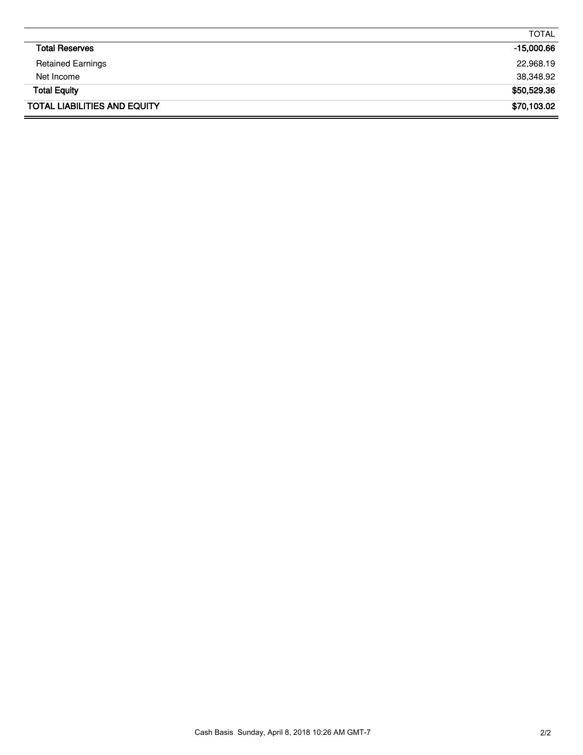| | TOTAL |
|---|---|
| **Total Reserves** | **-15,000.66** |
| Retained Earnings | 22,968.19 |
| Net Income | 38,348.92 |
| **Total Equity** | **$50,529.36** |
| **TOTAL LIABILITIES AND EQUITY** | **$70,103.02** |

Cash Basis Sunday, April 8, 2018 10:26 AM GMT-7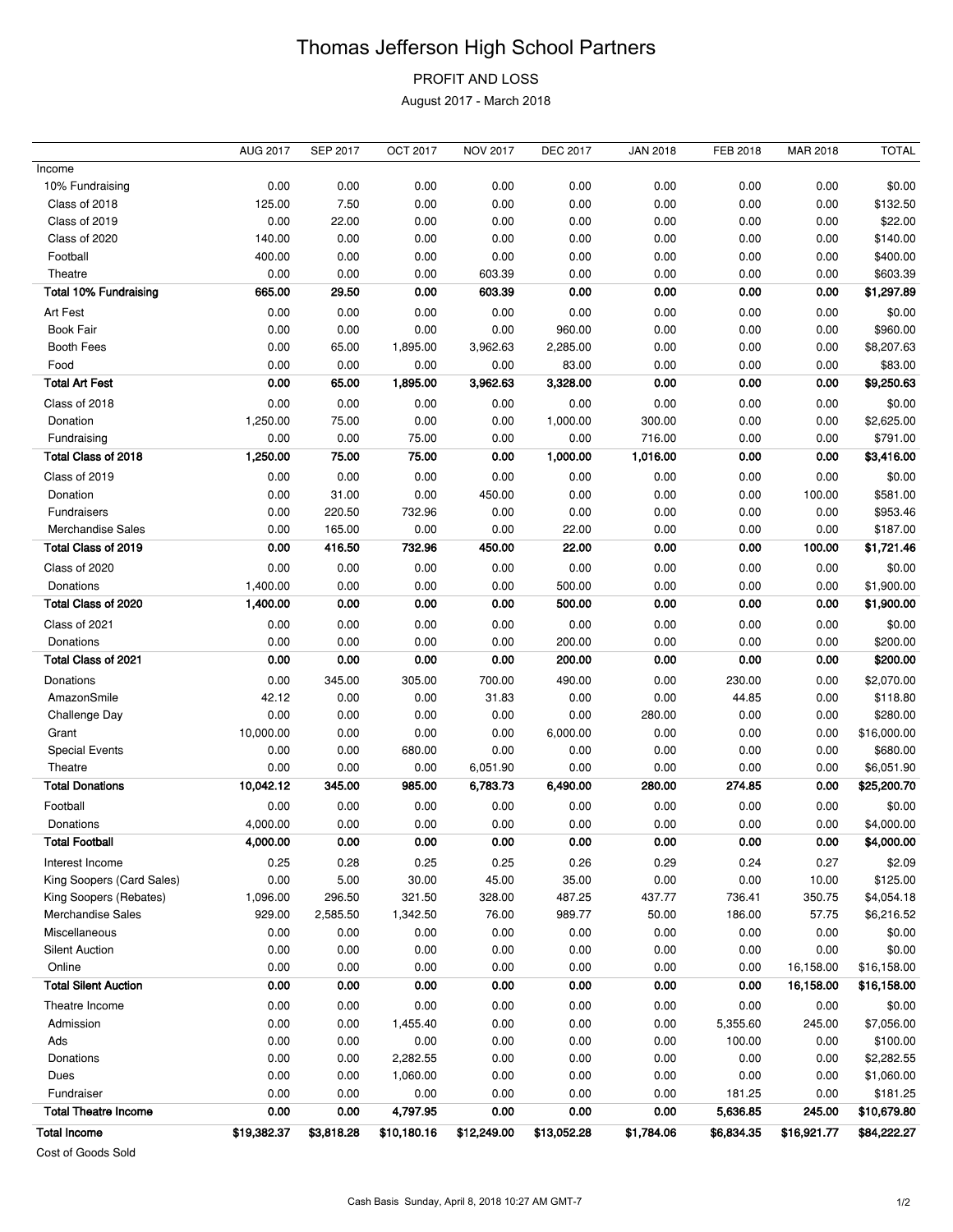# Thomas Jefferson High School Partners

PROFIT AND LOSS

August 2017 - March 2018

| | AUG 2017 | SEP 2017 | OCT 2017 | NOV 2017 | DEC 2017 | JAN 2018 | FEB 2018 | MAR 2018 | TOTAL |
|---|---|---|---|---|---|---|---|---|---|
| Income | | | | | | | | | |
| 10% Fundraising | 0.00 | 0.00 | 0.00 | 0.00 | 0.00 | 0.00 | 0.00 | 0.00 | $0.00 |
| Class of 2018 | 125.00 | 7.50 | 0.00 | 0.00 | 0.00 | 0.00 | 0.00 | 0.00 | $132.50 |
| Class of 2019 | 0.00 | 22.00 | 0.00 | 0.00 | 0.00 | 0.00 | 0.00 | 0.00 | $22.00 |
| Class of 2020 | 140.00 | 0.00 | 0.00 | 0.00 | 0.00 | 0.00 | 0.00 | 0.00 | $140.00 |
| Football | 400.00 | 0.00 | 0.00 | 0.00 | 0.00 | 0.00 | 0.00 | 0.00 | $400.00 |
| Theatre | 0.00 | 0.00 | 0.00 | 603.39 | 0.00 | 0.00 | 0.00 | 0.00 | $603.39 |
| **Total 10% Fundraising** | **665.00** | **29.50** | **0.00** | **603.39** | **0.00** | **0.00** | **0.00** | **0.00** | **$1,297.89** |
| Art Fest | 0.00 | 0.00 | 0.00 | 0.00 | 0.00 | 0.00 | 0.00 | 0.00 | $0.00 |
| Book Fair | 0.00 | 0.00 | 0.00 | 0.00 | 960.00 | 0.00 | 0.00 | 0.00 | $960.00 |
| Booth Fees | 0.00 | 65.00 | 1,895.00 | 3,962.63 | 2,285.00 | 0.00 | 0.00 | 0.00 | $8,207.63 |
| Food | 0.00 | 0.00 | 0.00 | 0.00 | 83.00 | 0.00 | 0.00 | 0.00 | $83.00 |
| **Total Art Fest** | **0.00** | **65.00** | **1,895.00** | **3,962.63** | **3,328.00** | **0.00** | **0.00** | **0.00** | **$9,250.63** |
| Class of 2018 | 0.00 | 0.00 | 0.00 | 0.00 | 0.00 | 0.00 | 0.00 | 0.00 | $0.00 |
| Donation | 1,250.00 | 75.00 | 0.00 | 0.00 | 1,000.00 | 300.00 | 0.00 | 0.00 | $2,625.00 |
| Fundraising | 0.00 | 0.00 | 75.00 | 0.00 | 0.00 | 716.00 | 0.00 | 0.00 | $791.00 |
| **Total Class of 2018** | **1,250.00** | **75.00** | **75.00** | **0.00** | **1,000.00** | **1,016.00** | **0.00** | **0.00** | **$3,416.00** |
| Class of 2019 | 0.00 | 0.00 | 0.00 | 0.00 | 0.00 | 0.00 | 0.00 | 0.00 | $0.00 |
| Donation | 0.00 | 31.00 | 0.00 | 450.00 | 0.00 | 0.00 | 0.00 | 100.00 | $581.00 |
| Fundraisers | 0.00 | 220.50 | 732.96 | 0.00 | 0.00 | 0.00 | 0.00 | 0.00 | $953.46 |
| Merchandise Sales | 0.00 | 165.00 | 0.00 | 0.00 | 22.00 | 0.00 | 0.00 | 0.00 | $187.00 |
| **Total Class of 2019** | **0.00** | **416.50** | **732.96** | **450.00** | **22.00** | **0.00** | **0.00** | **100.00** | **$1,721.46** |
| Class of 2020 | 0.00 | 0.00 | 0.00 | 0.00 | 0.00 | 0.00 | 0.00 | 0.00 | $0.00 |
| Donations | 1,400.00 | 0.00 | 0.00 | 0.00 | 500.00 | 0.00 | 0.00 | 0.00 | $1,900.00 |
| **Total Class of 2020** | **1,400.00** | **0.00** | **0.00** | **0.00** | **500.00** | **0.00** | **0.00** | **0.00** | **$1,900.00** |
| Class of 2021 | 0.00 | 0.00 | 0.00 | 0.00 | 0.00 | 0.00 | 0.00 | 0.00 | $0.00 |
| Donations | 0.00 | 0.00 | 0.00 | 0.00 | 200.00 | 0.00 | 0.00 | 0.00 | $200.00 |
| **Total Class of 2021** | **0.00** | **0.00** | **0.00** | **0.00** | **200.00** | **0.00** | **0.00** | **0.00** | **$200.00** |
| Donations | 0.00 | 345.00 | 305.00 | 700.00 | 490.00 | 0.00 | 230.00 | 0.00 | $2,070.00 |
| AmazonSmile | 42.12 | 0.00 | 0.00 | 31.83 | 0.00 | 0.00 | 44.85 | 0.00 | $118.80 |
| Challenge Day | 0.00 | 0.00 | 0.00 | 0.00 | 0.00 | 280.00 | 0.00 | 0.00 | $280.00 |
| Grant | 10,000.00 | 0.00 | 0.00 | 0.00 | 6,000.00 | 0.00 | 0.00 | 0.00 | $16,000.00 |
| Special Events | 0.00 | 0.00 | 680.00 | 0.00 | 0.00 | 0.00 | 0.00 | 0.00 | $680.00 |
| Theatre | 0.00 | 0.00 | 0.00 | 6,051.90 | 0.00 | 0.00 | 0.00 | 0.00 | $6,051.90 |
| **Total Donations** | **10,042.12** | **345.00** | **985.00** | **6,783.73** | **6,490.00** | **280.00** | **274.85** | **0.00** | **$25,200.70** |
| Football | 0.00 | 0.00 | 0.00 | 0.00 | 0.00 | 0.00 | 0.00 | 0.00 | $0.00 |
| Donations | 4,000.00 | 0.00 | 0.00 | 0.00 | 0.00 | 0.00 | 0.00 | 0.00 | $4,000.00 |
| **Total Football** | **4,000.00** | **0.00** | **0.00** | **0.00** | **0.00** | **0.00** | **0.00** | **0.00** | **$4,000.00** |
| Interest Income | 0.25 | 0.28 | 0.25 | 0.25 | 0.26 | 0.29 | 0.24 | 0.27 | $2.09 |
| King Soopers (Card Sales) | 0.00 | 5.00 | 30.00 | 45.00 | 35.00 | 0.00 | 0.00 | 10.00 | $125.00 |
| King Soopers (Rebates) | 1,096.00 | 296.50 | 321.50 | 328.00 | 487.25 | 437.77 | 736.41 | 350.75 | $4,054.18 |
| Merchandise Sales | 929.00 | 2,585.50 | 1,342.50 | 76.00 | 989.77 | 50.00 | 186.00 | 57.75 | $6,216.52 |
| Miscellaneous | 0.00 | 0.00 | 0.00 | 0.00 | 0.00 | 0.00 | 0.00 | 0.00 | $0.00 |
| Silent Auction | 0.00 | 0.00 | 0.00 | 0.00 | 0.00 | 0.00 | 0.00 | 0.00 | $0.00 |
| Online | 0.00 | 0.00 | 0.00 | 0.00 | 0.00 | 0.00 | 0.00 | 16,158.00 | $16,158.00 |
| **Total Silent Auction** | **0.00** | **0.00** | **0.00** | **0.00** | **0.00** | **0.00** | **0.00** | **16,158.00** | **$16,158.00** |
| Theatre Income | 0.00 | 0.00 | 0.00 | 0.00 | 0.00 | 0.00 | 0.00 | 0.00 | $0.00 |
| Admission | 0.00 | 0.00 | 1,455.40 | 0.00 | 0.00 | 0.00 | 5,355.60 | 245.00 | $7,056.00 |
| Ads | 0.00 | 0.00 | 0.00 | 0.00 | 0.00 | 0.00 | 100.00 | 0.00 | $100.00 |
| Donations | 0.00 | 0.00 | 2,282.55 | 0.00 | 0.00 | 0.00 | 0.00 | 0.00 | $2,282.55 |
| Dues | 0.00 | 0.00 | 1,060.00 | 0.00 | 0.00 | 0.00 | 0.00 | 0.00 | $1,060.00 |
| Fundraiser | 0.00 | 0.00 | 0.00 | 0.00 | 0.00 | 0.00 | 181.25 | 0.00 | $181.25 |
| **Total Theatre Income** | **0.00** | **0.00** | **4,797.95** | **0.00** | **0.00** | **0.00** | **5,636.85** | **245.00** | **$10,679.80** |
| **Total Income** | **$19,382.37** | **$3,818.28** | **$10,180.16** | **$12,249.00** | **$13,052.28** | **$1,784.06** | **$6,834.35** | **$16,921.77** | **$84,222.27** |
| Cost of Goods Sold | | | | | | | | | |

Cash Basis Sunday, April 8, 2018 10:27 AM GMT-7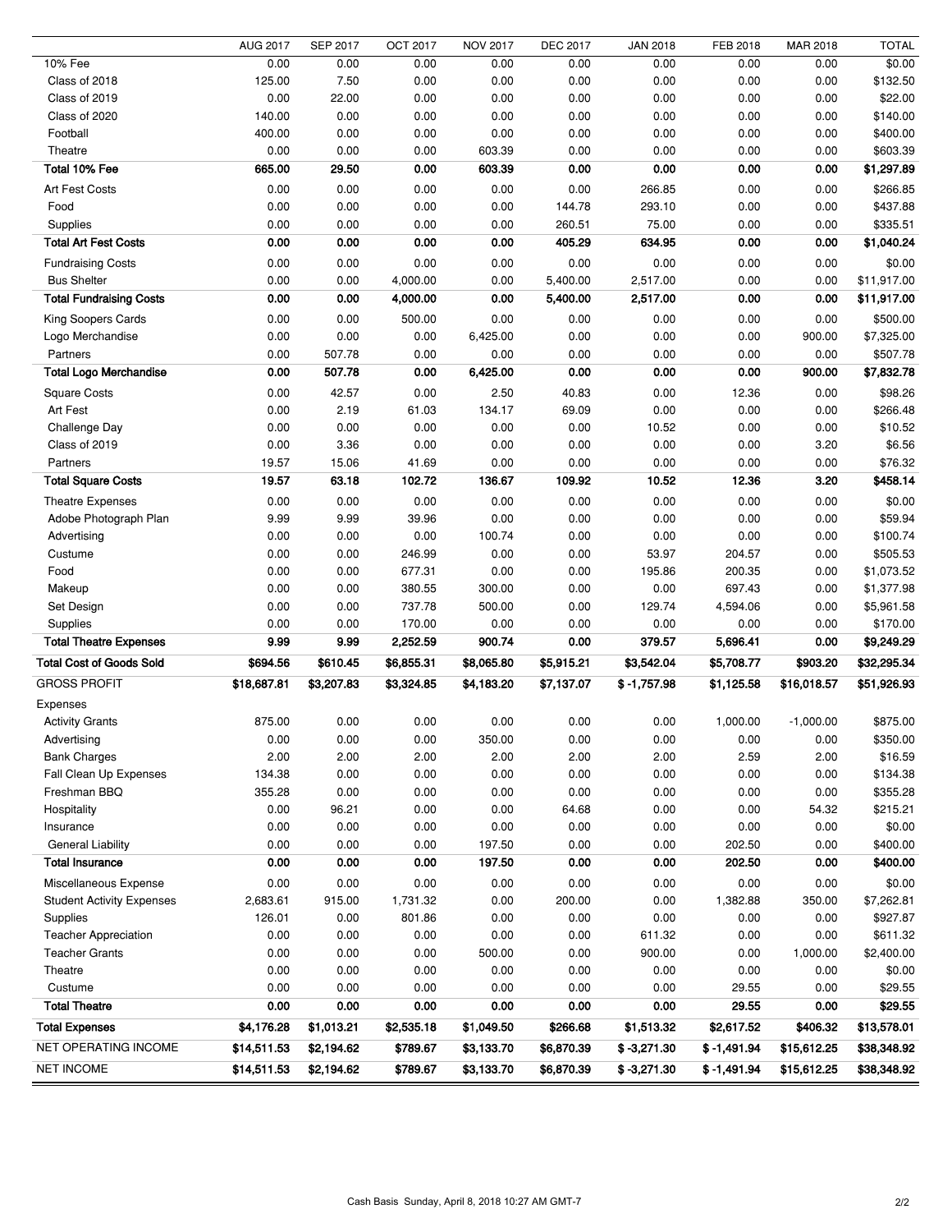| | AUG 2017 | SEP 2017 | OCT 2017 | NOV 2017 | DEC 2017 | JAN 2018 | FEB 2018 | MAR 2018 | TOTAL |
|---|---|---|---|---|---|---|---|---|---|
| 10% Fee | 0.00 | 0.00 | 0.00 | 0.00 | 0.00 | 0.00 | 0.00 | 0.00 | $0.00 |
| Class of 2018 | 125.00 | 7.50 | 0.00 | 0.00 | 0.00 | 0.00 | 0.00 | 0.00 | $132.50 |
| Class of 2019 | 0.00 | 22.00 | 0.00 | 0.00 | 0.00 | 0.00 | 0.00 | 0.00 | $22.00 |
| Class of 2020 | 140.00 | 0.00 | 0.00 | 0.00 | 0.00 | 0.00 | 0.00 | 0.00 | $140.00 |
| Football | 400.00 | 0.00 | 0.00 | 0.00 | 0.00 | 0.00 | 0.00 | 0.00 | $400.00 |
| Theatre | 0.00 | 0.00 | 0.00 | 603.39 | 0.00 | 0.00 | 0.00 | 0.00 | $603.39 |
| **Total 10% Fee** | **665.00** | **29.50** | **0.00** | **603.39** | **0.00** | **0.00** | **0.00** | **0.00** | **$1,297.89** |
| Art Fest Costs | 0.00 | 0.00 | 0.00 | 0.00 | 0.00 | 266.85 | 0.00 | 0.00 | $266.85 |
| Food | 0.00 | 0.00 | 0.00 | 0.00 | 144.78 | 293.10 | 0.00 | 0.00 | $437.88 |
| Supplies | 0.00 | 0.00 | 0.00 | 0.00 | 260.51 | 75.00 | 0.00 | 0.00 | $335.51 |
| **Total Art Fest Costs** | **0.00** | **0.00** | **0.00** | **0.00** | **405.29** | **634.95** | **0.00** | **0.00** | **$1,040.24** |
| Fundraising Costs | 0.00 | 0.00 | 0.00 | 0.00 | 0.00 | 0.00 | 0.00 | 0.00 | $0.00 |
| Bus Shelter | 0.00 | 0.00 | 4,000.00 | 0.00 | 5,400.00 | 2,517.00 | 0.00 | 0.00 | $11,917.00 |
| **Total Fundraising Costs** | **0.00** | **0.00** | **4,000.00** | **0.00** | **5,400.00** | **2,517.00** | **0.00** | **0.00** | **$11,917.00** |
| King Soopers Cards | 0.00 | 0.00 | 500.00 | 0.00 | 0.00 | 0.00 | 0.00 | 0.00 | $500.00 |
| Logo Merchandise | 0.00 | 0.00 | 0.00 | 6,425.00 | 0.00 | 0.00 | 0.00 | 900.00 | $7,325.00 |
| Partners | 0.00 | 507.78 | 0.00 | 0.00 | 0.00 | 0.00 | 0.00 | 0.00 | $507.78 |
| **Total Logo Merchandise** | **0.00** | **507.78** | **0.00** | **6,425.00** | **0.00** | **0.00** | **0.00** | **900.00** | **$7,832.78** |
| Square Costs | 0.00 | 42.57 | 0.00 | 2.50 | 40.83 | 0.00 | 12.36 | 0.00 | $98.26 |
| Art Fest | 0.00 | 2.19 | 61.03 | 134.17 | 69.09 | 0.00 | 0.00 | 0.00 | $266.48 |
| Challenge Day | 0.00 | 0.00 | 0.00 | 0.00 | 0.00 | 10.52 | 0.00 | 0.00 | $10.52 |
| Class of 2019 | 0.00 | 3.36 | 0.00 | 0.00 | 0.00 | 0.00 | 0.00 | 3.20 | $6.56 |
| Partners | 19.57 | 15.06 | 41.69 | 0.00 | 0.00 | 0.00 | 0.00 | 0.00 | $76.32 |
| **Total Square Costs** | **19.57** | **63.18** | **102.72** | **136.67** | **109.92** | **10.52** | **12.36** | **3.20** | **$458.14** |
| Theatre Expenses | 0.00 | 0.00 | 0.00 | 0.00 | 0.00 | 0.00 | 0.00 | 0.00 | $0.00 |
| Adobe Photograph Plan | 9.99 | 9.99 | 39.96 | 0.00 | 0.00 | 0.00 | 0.00 | 0.00 | $59.94 |
| Advertising | 0.00 | 0.00 | 0.00 | 100.74 | 0.00 | 0.00 | 0.00 | 0.00 | $100.74 |
| Custume | 0.00 | 0.00 | 246.99 | 0.00 | 0.00 | 53.97 | 204.57 | 0.00 | $505.53 |
| Food | 0.00 | 0.00 | 677.31 | 0.00 | 0.00 | 195.86 | 200.35 | 0.00 | $1,073.52 |
| Makeup | 0.00 | 0.00 | 380.55 | 300.00 | 0.00 | 0.00 | 697.43 | 0.00 | $1,377.98 |
| Set Design | 0.00 | 0.00 | 737.78 | 500.00 | 0.00 | 129.74 | 4,594.06 | 0.00 | $5,961.58 |
| Supplies | 0.00 | 0.00 | 170.00 | 0.00 | 0.00 | 0.00 | 0.00 | 0.00 | $170.00 |
| **Total Theatre Expenses** | **9.99** | **9.99** | **2,252.59** | **900.74** | **0.00** | **379.57** | **5,696.41** | **0.00** | **$9,249.29** |
| **Total Cost of Goods Sold** | **$694.56** | **$610.45** | **$6,855.31** | **$8,065.80** | **$5,915.21** | **$3,542.04** | **$5,708.77** | **$903.20** | **$32,295.34** |
| GROSS PROFIT | **$18,687.81** | **$3,207.83** | **$3,324.85** | **$4,183.20** | **$7,137.07** | **$ -1,757.98** | **$1,125.58** | **$16,018.57** | **$51,926.93** |
| Expenses | | | | | | | | | |
| Activity Grants | 875.00 | 0.00 | 0.00 | 0.00 | 0.00 | 0.00 | 1,000.00 | -1,000.00 | $875.00 |
| Advertising | 0.00 | 0.00 | 0.00 | 350.00 | 0.00 | 0.00 | 0.00 | 0.00 | $350.00 |
| Bank Charges | 2.00 | 2.00 | 2.00 | 2.00 | 2.00 | 2.00 | 2.59 | 2.00 | $16.59 |
| Fall Clean Up Expenses | 134.38 | 0.00 | 0.00 | 0.00 | 0.00 | 0.00 | 0.00 | 0.00 | $134.38 |
| Freshman BBQ | 355.28 | 0.00 | 0.00 | 0.00 | 0.00 | 0.00 | 0.00 | 0.00 | $355.28 |
| Hospitality | 0.00 | 96.21 | 0.00 | 0.00 | 64.68 | 0.00 | 0.00 | 54.32 | $215.21 |
| Insurance | 0.00 | 0.00 | 0.00 | 0.00 | 0.00 | 0.00 | 0.00 | 0.00 | $0.00 |
| General Liability | 0.00 | 0.00 | 0.00 | 197.50 | 0.00 | 0.00 | 202.50 | 0.00 | $400.00 |
| **Total Insurance** | **0.00** | **0.00** | **0.00** | **197.50** | **0.00** | **0.00** | **202.50** | **0.00** | **$400.00** |
| Miscellaneous Expense | 0.00 | 0.00 | 0.00 | 0.00 | 0.00 | 0.00 | 0.00 | 0.00 | $0.00 |
| Student Activity Expenses | 2,683.61 | 915.00 | 1,731.32 | 0.00 | 200.00 | 0.00 | 1,382.88 | 350.00 | $7,262.81 |
| Supplies | 126.01 | 0.00 | 801.86 | 0.00 | 0.00 | 0.00 | 0.00 | 0.00 | $927.87 |
| Teacher Appreciation | 0.00 | 0.00 | 0.00 | 0.00 | 0.00 | 611.32 | 0.00 | 0.00 | $611.32 |
| Teacher Grants | 0.00 | 0.00 | 0.00 | 500.00 | 0.00 | 900.00 | 0.00 | 1,000.00 | $2,400.00 |
| Theatre | 0.00 | 0.00 | 0.00 | 0.00 | 0.00 | 0.00 | 0.00 | 0.00 | $0.00 |
| Custume | 0.00 | 0.00 | 0.00 | 0.00 | 0.00 | 0.00 | 29.55 | 0.00 | $29.55 |
| **Total Theatre** | **0.00** | **0.00** | **0.00** | **0.00** | **0.00** | **0.00** | **29.55** | **0.00** | **$29.55** |
| **Total Expenses** | **$4,176.28** | **$1,013.21** | **$2,535.18** | **$1,049.50** | **$266.68** | **$1,513.32** | **$2,617.52** | **$406.32** | **$13,578.01** |
| NET OPERATING INCOME | **$14,511.53** | **$2,194.62** | **$789.67** | **$3,133.70** | **$6,870.39** | **$ -3,271.30** | **$ -1,491.94** | **$15,612.25** | **$38,348.92** |
| NET INCOME | **$14,511.53** | **$2,194.62** | **$789.67** | **$3,133.70** | **$6,870.39** | **$ -3,271.30** | **$ -1,491.94** | **$15,612.25** | **$38,348.92** |

Cash Basis Sunday, April 8, 2018 10:27 AM GMT-7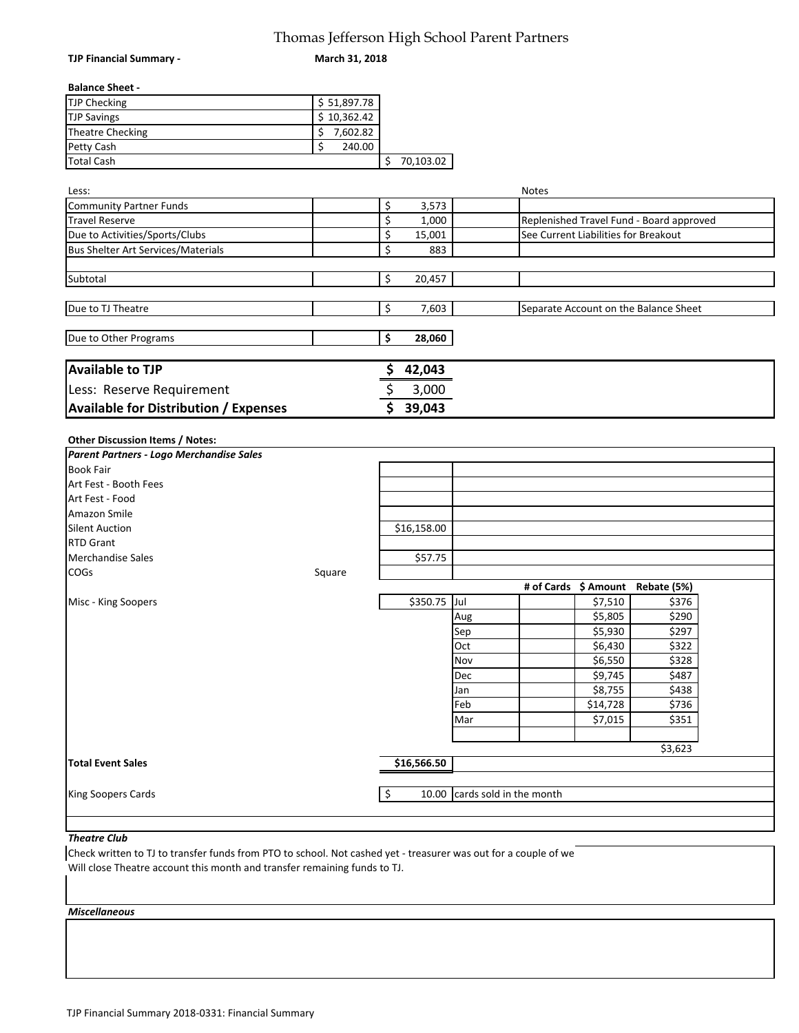# Thomas Jefferson High School Parent Partners

**TJP Financial Summary -** **March 31, 2018**

**Balance Sheet -**

| | | |
|---|---|---|
| TJP Checking | $ 51,897.78 | |
| TJP Savings | $ 10,362.42 | |
| Theatre Checking | $ 7,602.82 | |
| Petty Cash | $ 240.00 | |
| Total Cash | | $ 70,103.02 |

| Less: | | Notes |
|---|---|---|
| Community Partner Funds | $ 3,573 | |
| Travel Reserve | $ 1,000 | Replenished Travel Fund - Board approved |
| Due to Activities/Sports/Clubs | $ 15,001 | See Current Liabilities for Breakout |
| Bus Shelter Art Services/Materials | $ 883 | |
| Subtotal | $ 20,457 | |
| Due to TJ Theatre | $ 7,603 | Separate Account on the Balance Sheet |
| **Due to Other Programs** | **$ 28,060** | |

| | |
|---|---|
| **Available to TJP** | **$ 42,043** |
| Less: Reserve Requirement | $ 3,000 |
| **Available for Distribution / Expenses** | **$ 39,043** |

**Other Discussion Items / Notes:**

***Parent Partners - Logo Merchandise Sales***

| Item | | Amount |
|---|---|---|
| Book Fair | | |
| Art Fest - Booth Fees | | |
| Art Fest - Food | | |
| Amazon Smile | | |
| Silent Auction | | $16,158.00 |
| RTD Grant | | |
| Merchandise Sales | | $57.75 |
| COGs | Square | |
| Misc - King Soopers | | $350.75 |
| **Total Event Sales** | | **$16,566.50** |

| Month | # of Cards | $ Amount | Rebate (5%) |
|---|---|---|---|
| Jul | | $7,510 | $376 |
| Aug | | $5,805 | $290 |
| Sep | | $5,930 | $297 |
| Oct | | $6,430 | $322 |
| Nov | | $6,550 | $328 |
| Dec | | $9,745 | $487 |
| Jan | | $8,755 | $438 |
| Feb | | $14,728 | $736 |
| Mar | | $7,015 | $351 |
| | | | $3,623 |

King Soopers Cards — $ 10.00 cards sold in the month

***Theatre Club***

Check written to TJ to transfer funds from PTO to school. Not cashed yet - treasurer was out for a couple of we
Will close Theatre account this month and transfer remaining funds to TJ.

***Miscellaneous***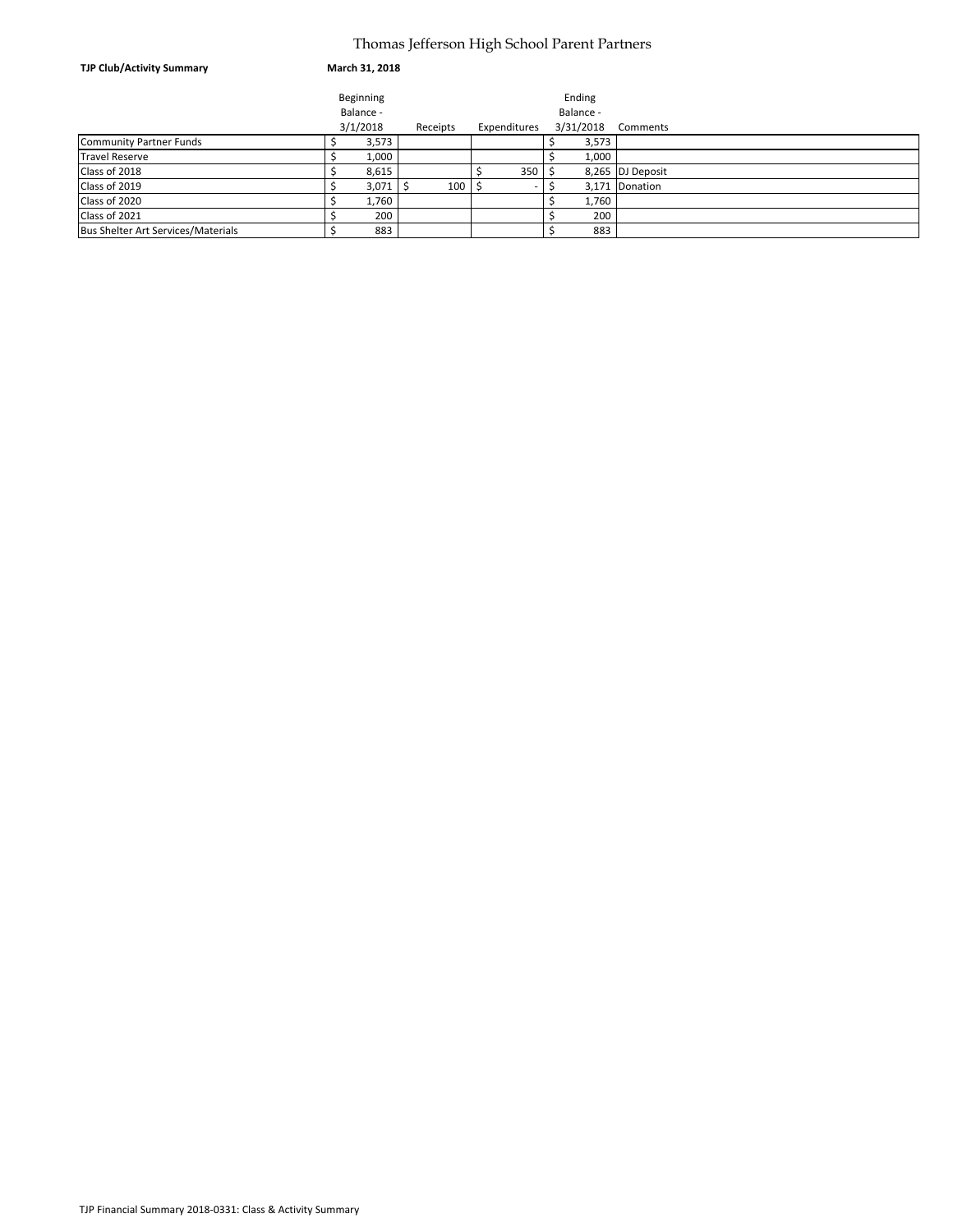# Thomas Jefferson High School Parent Partners

**TJP Club/Activity Summary** **March 31, 2018**

| | Beginning Balance - 3/1/2018 | Receipts | Expenditures | Ending Balance - 3/31/2018 | Comments |
|---|---|---|---|---|---|
| Community Partner Funds | $ 3,573 | | | $ 3,573 | |
| Travel Reserve | $ 1,000 | | | $ 1,000 | |
| Class of 2018 | $ 8,615 | | $ 350 | $ 8,265 | DJ Deposit |
| Class of 2019 | $ 3,071 | $ 100 | $ - | $ 3,171 | Donation |
| Class of 2020 | $ 1,760 | | | $ 1,760 | |
| Class of 2021 | $ 200 | | | $ 200 | |
| Bus Shelter Art Services/Materials | $ 883 | | | $ 883 | |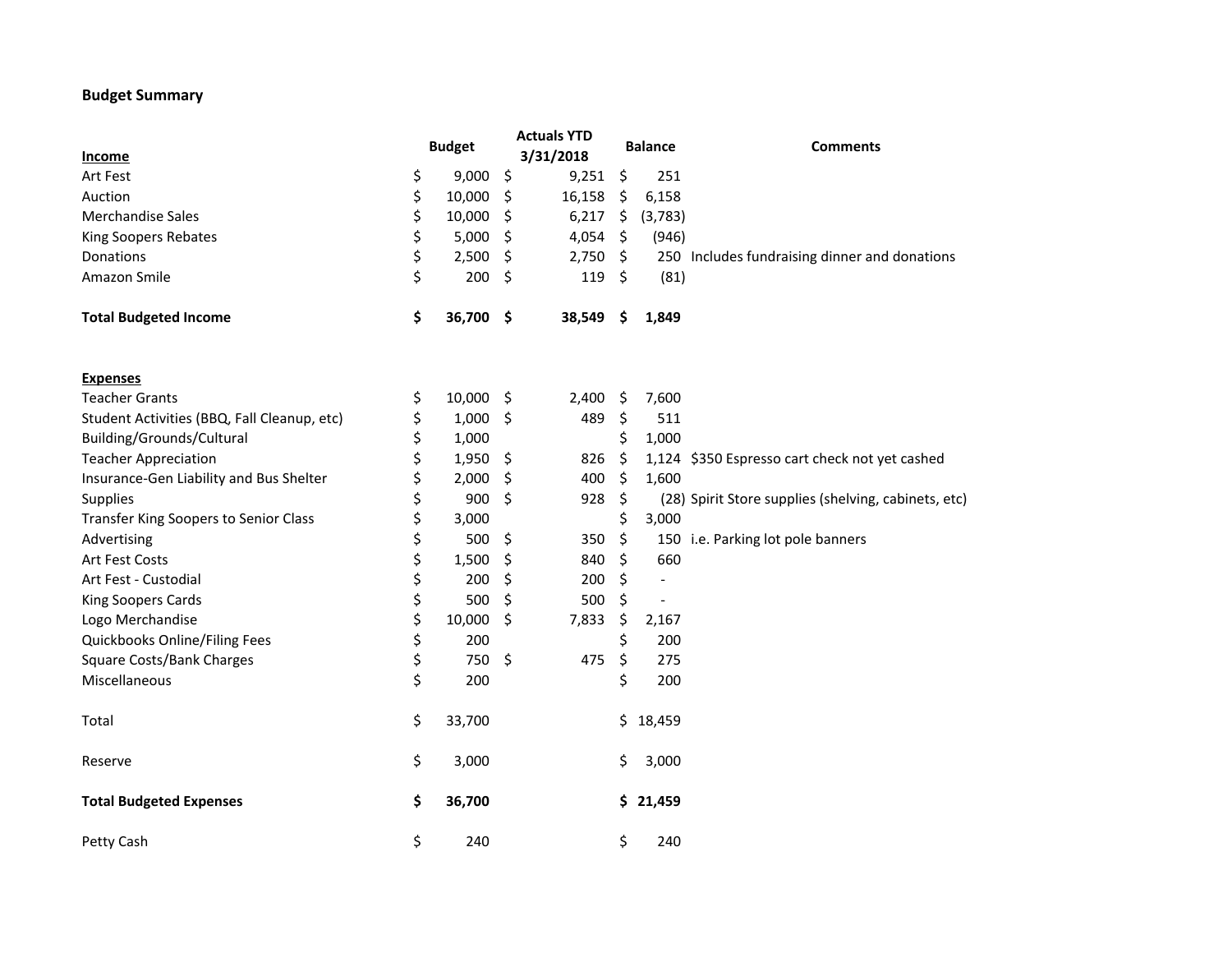**Budget Summary**

| Income | Budget | Actuals YTD 3/31/2018 | Balance | Comments |
|---|---|---|---|---|
| Art Fest | $ 9,000 | $ 9,251 | $ 251 | |
| Auction | $ 10,000 | $ 16,158 | $ 6,158 | |
| Merchandise Sales | $ 10,000 | $ 6,217 | $ (3,783) | |
| King Soopers Rebates | $ 5,000 | $ 4,054 | $ (946) | |
| Donations | $ 2,500 | $ 2,750 | $ 250 | Includes fundraising dinner and donations |
| Amazon Smile | $ 200 | $ 119 | $ (81) | |
| **Total Budgeted Income** | **$ 36,700** | **$ 38,549** | **$ 1,849** | |
| | | | | |
| **Expenses** | | | | |
| Teacher Grants | $ 10,000 | $ 2,400 | $ 7,600 | |
| Student Activities (BBQ, Fall Cleanup, etc) | $ 1,000 | $ 489 | $ 511 | |
| Building/Grounds/Cultural | $ 1,000 | | $ 1,000 | |
| Teacher Appreciation | $ 1,950 | $ 826 | $ 1,124 | $350 Espresso cart check not yet cashed |
| Insurance-Gen Liability and Bus Shelter | $ 2,000 | $ 400 | $ 1,600 | |
| Supplies | $ 900 | $ 928 | $ (28) | Spirit Store supplies (shelving, cabinets, etc) |
| Transfer King Soopers to Senior Class | $ 3,000 | | $ 3,000 | |
| Advertising | $ 500 | $ 350 | $ 150 | i.e. Parking lot pole banners |
| Art Fest Costs | $ 1,500 | $ 840 | $ 660 | |
| Art Fest - Custodial | $ 200 | $ 200 | $ - | |
| King Soopers Cards | $ 500 | $ 500 | $ - | |
| Logo Merchandise | $ 10,000 | $ 7,833 | $ 2,167 | |
| Quickbooks Online/Filing Fees | $ 200 | | $ 200 | |
| Square Costs/Bank Charges | $ 750 | $ 475 | $ 275 | |
| Miscellaneous | $ 200 | | $ 200 | |
| Total | $ 33,700 | | $ 18,459 | |
| Reserve | $ 3,000 | | $ 3,000 | |
| **Total Budgeted Expenses** | **$ 36,700** | | **$ 21,459** | |
| Petty Cash | $ 240 | | $ 240 | |